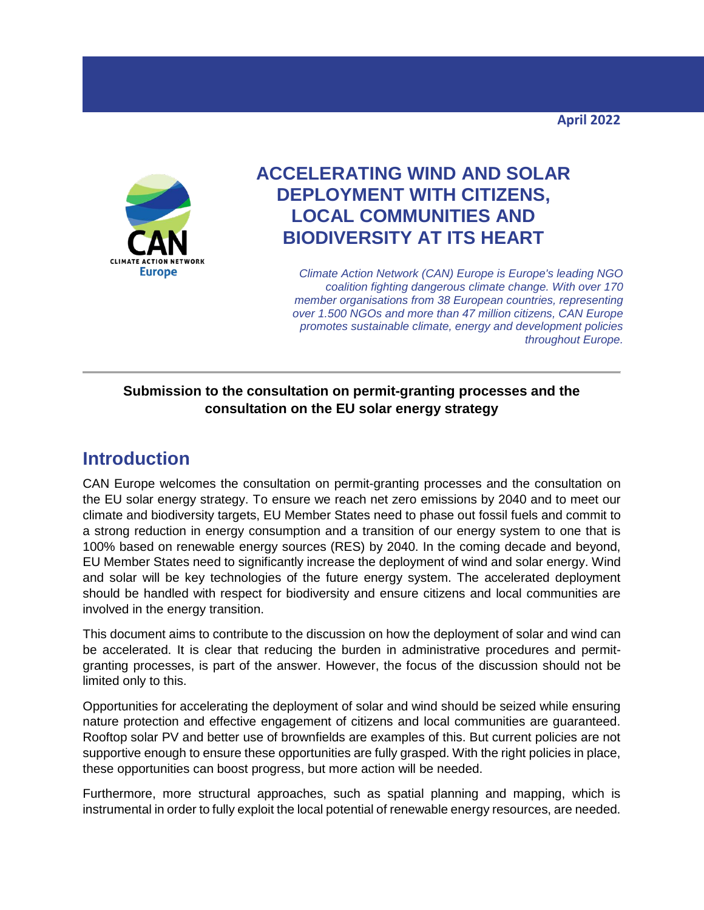April 2022

# ACCELERATING WIND AND SOLAR DEPLOYMENT WITH CITIZENS, LOCAL COMMUNITIES AND BIODIVERSITY AT ITS HEART

*Climate Action Network (CAN) Europe is Europe's leading NGO coalition fighting dangerous climate change. With over 170 member organisations from 38 European countries, representing over 1.500 NGOs and more than 47 million citizens, CAN Europe promotes sustainable climate, energy and development policies throughout Europe.*

---

**Submission to the consultation on permit-granting processes and the consultation on the EU solar energy strategy**

## Introduction

CAN Europe welcomes the consultation on permit-granting processes and the consultation on the EU solar energy strategy. To ensure we reach net zero emissions by 2040 and to meet our climate and biodiversity targets, EU Member States need to phase out fossil fuels and commit to a strong reduction in energy consumption and a transition of our energy system to one that is 100% based on renewable energy sources (RES) by 2040. In the coming decade and beyond, EU Member States need to significantly increase the deployment of wind and solar energy. Wind and solar will be key technologies of the future energy system. The accelerated deployment should be handled with respect for biodiversity and ensure citizens and local communities are involved in the energy transition.

This document aims to contribute to the discussion on how the deployment of solar and wind can be accelerated. It is clear that reducing the burden in administrative procedures and permit-granting processes, is part of the answer. However, the focus of the discussion should not be limited only to this.

Opportunities for accelerating the deployment of solar and wind should be seized while ensuring nature protection and effective engagement of citizens and local communities are guaranteed. Rooftop solar PV and better use of brownfields are examples of this. But current policies are not supportive enough to ensure these opportunities are fully grasped. With the right policies in place, these opportunities can boost progress, but more action will be needed.

Furthermore, more structural approaches, such as spatial planning and mapping, which is instrumental in order to fully exploit the local potential of renewable energy resources, are needed.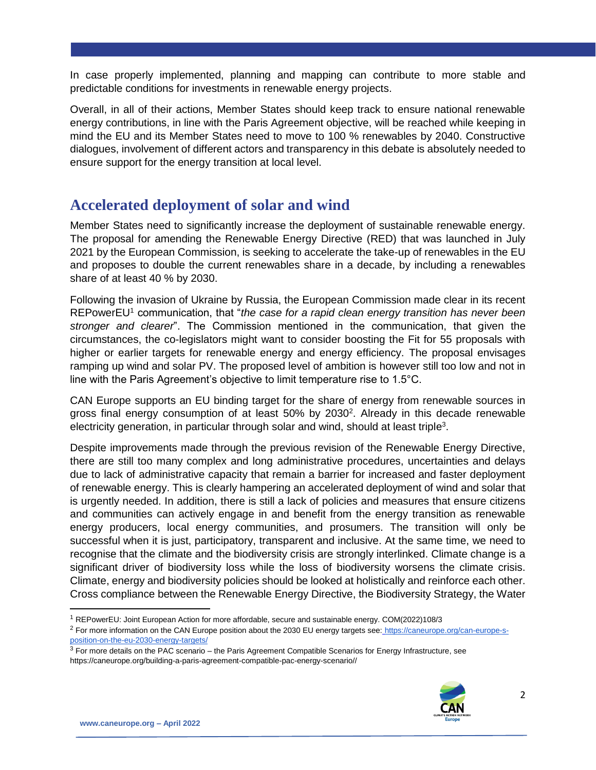In case properly implemented, planning and mapping can contribute to more stable and predictable conditions for investments in renewable energy projects.

Overall, in all of their actions, Member States should keep track to ensure national renewable energy contributions, in line with the Paris Agreement objective, will be reached while keeping in mind the EU and its Member States need to move to 100 % renewables by 2040. Constructive dialogues, involvement of different actors and transparency in this debate is absolutely needed to ensure support for the energy transition at local level.

## Accelerated deployment of solar and wind

Member States need to significantly increase the deployment of sustainable renewable energy. The proposal for amending the Renewable Energy Directive (RED) that was launched in July 2021 by the European Commission, is seeking to accelerate the take-up of renewables in the EU and proposes to double the current renewables share in a decade, by including a renewables share of at least 40 % by 2030.

Following the invasion of Ukraine by Russia, the European Commission made clear in its recent REPowerEU[1] communication, that "*the case for a rapid clean energy transition has never been stronger and clearer*". The Commission mentioned in the communication, that given the circumstances, the co-legislators might want to consider boosting the Fit for 55 proposals with higher or earlier targets for renewable energy and energy efficiency. The proposal envisages ramping up wind and solar PV. The proposed level of ambition is however still too low and not in line with the Paris Agreement's objective to limit temperature rise to 1.5°C.

CAN Europe supports an EU binding target for the share of energy from renewable sources in gross final energy consumption of at least 50% by 2030[2]. Already in this decade renewable electricity generation, in particular through solar and wind, should at least triple[3].

Despite improvements made through the previous revision of the Renewable Energy Directive, there are still too many complex and long administrative procedures, uncertainties and delays due to lack of administrative capacity that remain a barrier for increased and faster deployment of renewable energy. This is clearly hampering an accelerated deployment of wind and solar that is urgently needed. In addition, there is still a lack of policies and measures that ensure citizens and communities can actively engage in and benefit from the energy transition as renewable energy producers, local energy communities, and prosumers. The transition will only be successful when it is just, participatory, transparent and inclusive. At the same time, we need to recognise that the climate and the biodiversity crisis are strongly interlinked. Climate change is a significant driver of biodiversity loss while the loss of biodiversity worsens the climate crisis. Climate, energy and biodiversity policies should be looked at holistically and reinforce each other. Cross compliance between the Renewable Energy Directive, the Biodiversity Strategy, the Water

---

[1] REPowerEU: Joint European Action for more affordable, secure and sustainable energy. COM(2022)108/3

[2] For more information on the CAN Europe position about the 2030 EU energy targets see: https://caneurope.org/can-europe-s-position-on-the-eu-2030-energy-targets/

[3] For more details on the PAC scenario – the Paris Agreement Compatible Scenarios for Energy Infrastructure, see https://caneurope.org/building-a-paris-agreement-compatible-pac-energy-scenario//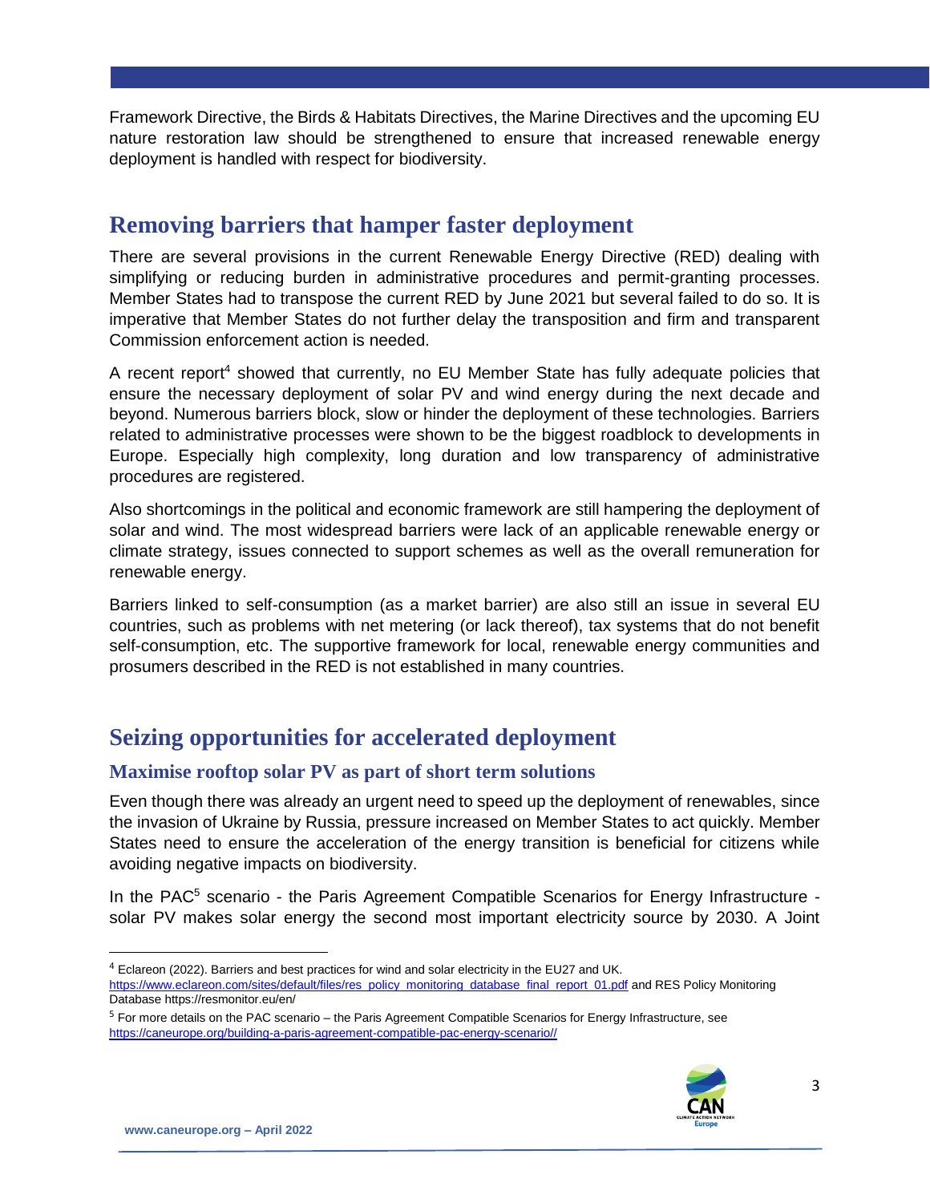Framework Directive, the Birds & Habitats Directives, the Marine Directives and the upcoming EU nature restoration law should be strengthened to ensure that increased renewable energy deployment is handled with respect for biodiversity.

## Removing barriers that hamper faster deployment

There are several provisions in the current Renewable Energy Directive (RED) dealing with simplifying or reducing burden in administrative procedures and permit-granting processes. Member States had to transpose the current RED by June 2021 but several failed to do so. It is imperative that Member States do not further delay the transposition and firm and transparent Commission enforcement action is needed.

A recent report[4] showed that currently, no EU Member State has fully adequate policies that ensure the necessary deployment of solar PV and wind energy during the next decade and beyond. Numerous barriers block, slow or hinder the deployment of these technologies. Barriers related to administrative processes were shown to be the biggest roadblock to developments in Europe. Especially high complexity, long duration and low transparency of administrative procedures are registered.

Also shortcomings in the political and economic framework are still hampering the deployment of solar and wind. The most widespread barriers were lack of an applicable renewable energy or climate strategy, issues connected to support schemes as well as the overall remuneration for renewable energy.

Barriers linked to self-consumption (as a market barrier) are also still an issue in several EU countries, such as problems with net metering (or lack thereof), tax systems that do not benefit self-consumption, etc. The supportive framework for local, renewable energy communities and prosumers described in the RED is not established in many countries.

## Seizing opportunities for accelerated deployment

### Maximise rooftop solar PV as part of short term solutions

Even though there was already an urgent need to speed up the deployment of renewables, since the invasion of Ukraine by Russia, pressure increased on Member States to act quickly. Member States need to ensure the acceleration of the energy transition is beneficial for citizens while avoiding negative impacts on biodiversity.

In the PAC[5] scenario - the Paris Agreement Compatible Scenarios for Energy Infrastructure - solar PV makes solar energy the second most important electricity source by 2030. A Joint

---

[4] Eclareon (2022). Barriers and best practices for wind and solar electricity in the EU27 and UK. https://www.eclareon.com/sites/default/files/res_policy_monitoring_database_final_report_01.pdf and RES Policy Monitoring Database https://resmonitor.eu/en/

[5] For more details on the PAC scenario – the Paris Agreement Compatible Scenarios for Energy Infrastructure, see https://caneurope.org/building-a-paris-agreement-compatible-pac-energy-scenario//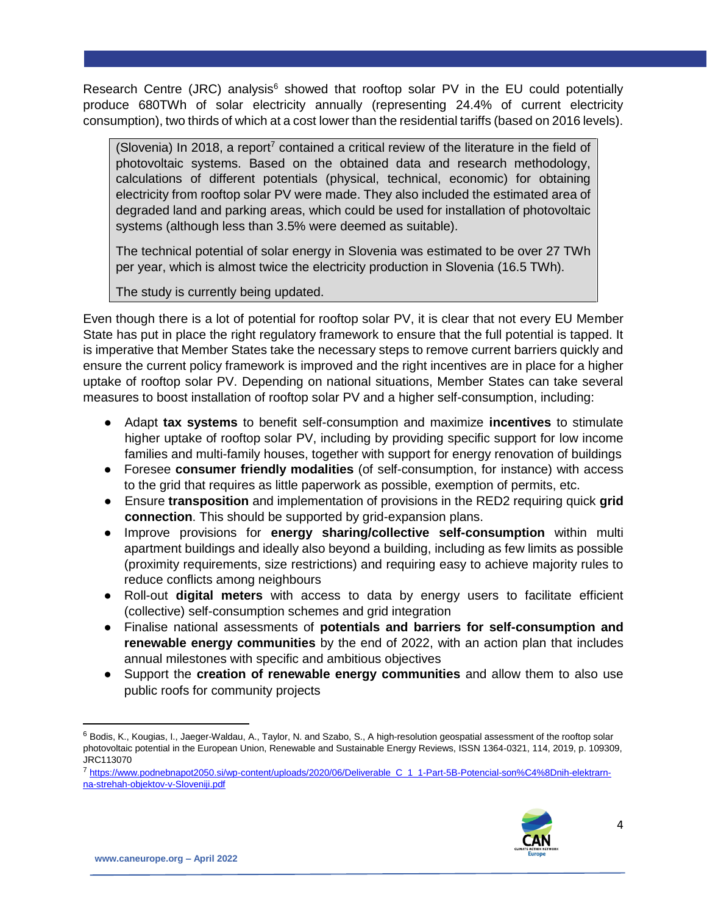Research Centre (JRC) analysis[6] showed that rooftop solar PV in the EU could potentially produce 680TWh of solar electricity annually (representing 24.4% of current electricity consumption), two thirds of which at a cost lower than the residential tariffs (based on 2016 levels).

> (Slovenia) In 2018, a report[7] contained a critical review of the literature in the field of photovoltaic systems. Based on the obtained data and research methodology, calculations of different potentials (physical, technical, economic) for obtaining electricity from rooftop solar PV were made. They also included the estimated area of degraded land and parking areas, which could be used for installation of photovoltaic systems (although less than 3.5% were deemed as suitable).
>
> The technical potential of solar energy in Slovenia was estimated to be over 27 TWh per year, which is almost twice the electricity production in Slovenia (16.5 TWh).
>
> The study is currently being updated.

Even though there is a lot of potential for rooftop solar PV, it is clear that not every EU Member State has put in place the right regulatory framework to ensure that the full potential is tapped. It is imperative that Member States take the necessary steps to remove current barriers quickly and ensure the current policy framework is improved and the right incentives are in place for a higher uptake of rooftop solar PV. Depending on national situations, Member States can take several measures to boost installation of rooftop solar PV and a higher self-consumption, including:

- Adapt **tax systems** to benefit self-consumption and maximize **incentives** to stimulate higher uptake of rooftop solar PV, including by providing specific support for low income families and multi-family houses, together with support for energy renovation of buildings
- Foresee **consumer friendly modalities** (of self-consumption, for instance) with access to the grid that requires as little paperwork as possible, exemption of permits, etc.
- Ensure **transposition** and implementation of provisions in the RED2 requiring quick **grid connection**. This should be supported by grid-expansion plans.
- Improve provisions for **energy sharing/collective self-consumption** within multi apartment buildings and ideally also beyond a building, including as few limits as possible (proximity requirements, size restrictions) and requiring easy to achieve majority rules to reduce conflicts among neighbours
- Roll-out **digital meters** with access to data by energy users to facilitate efficient (collective) self-consumption schemes and grid integration
- Finalise national assessments of **potentials and barriers for self-consumption and renewable energy communities** by the end of 2022, with an action plan that includes annual milestones with specific and ambitious objectives
- Support the **creation of renewable energy communities** and allow them to also use public roofs for community projects

---

[6] Bodis, K., Kougias, I., Jaeger-Waldau, A., Taylor, N. and Szabo, S., A high-resolution geospatial assessment of the rooftop solar photovoltaic potential in the European Union, Renewable and Sustainable Energy Reviews, ISSN 1364-0321, 114, 2019, p. 109309, JRC113070

[7] https://www.podnebnapot2050.si/wp-content/uploads/2020/06/Deliverable_C_1_1-Part-5B-Potencial-son%C4%8Dnih-elektrarn-na-strehah-objektov-v-Sloveniji.pdf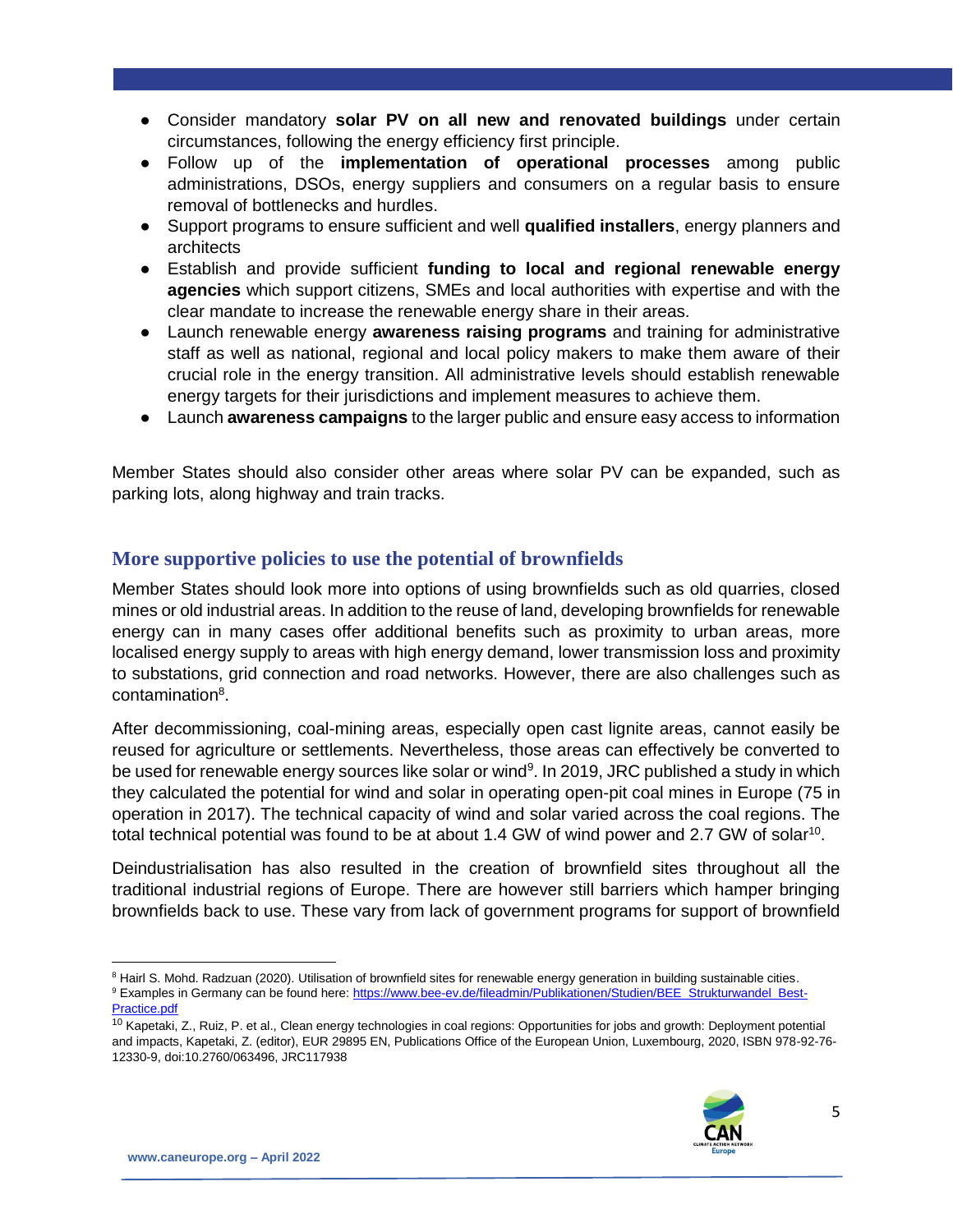- Consider mandatory **solar PV on all new and renovated buildings** under certain circumstances, following the energy efficiency first principle.
- Follow up of the **implementation of operational processes** among public administrations, DSOs, energy suppliers and consumers on a regular basis to ensure removal of bottlenecks and hurdles.
- Support programs to ensure sufficient and well **qualified installers**, energy planners and architects
- Establish and provide sufficient **funding to local and regional renewable energy agencies** which support citizens, SMEs and local authorities with expertise and with the clear mandate to increase the renewable energy share in their areas.
- Launch renewable energy **awareness raising programs** and training for administrative staff as well as national, regional and local policy makers to make them aware of their crucial role in the energy transition. All administrative levels should establish renewable energy targets for their jurisdictions and implement measures to achieve them.
- Launch **awareness campaigns** to the larger public and ensure easy access to information

Member States should also consider other areas where solar PV can be expanded, such as parking lots, along highway and train tracks.

## More supportive policies to use the potential of brownfields

Member States should look more into options of using brownfields such as old quarries, closed mines or old industrial areas. In addition to the reuse of land, developing brownfields for renewable energy can in many cases offer additional benefits such as proximity to urban areas, more localised energy supply to areas with high energy demand, lower transmission loss and proximity to substations, grid connection and road networks. However, there are also challenges such as contamination[8].

After decommissioning, coal-mining areas, especially open cast lignite areas, cannot easily be reused for agriculture or settlements. Nevertheless, those areas can effectively be converted to be used for renewable energy sources like solar or wind[9]. In 2019, JRC published a study in which they calculated the potential for wind and solar in operating open-pit coal mines in Europe (75 in operation in 2017). The technical capacity of wind and solar varied across the coal regions. The total technical potential was found to be at about 1.4 GW of wind power and 2.7 GW of solar[10].

Deindustrialisation has also resulted in the creation of brownfield sites throughout all the traditional industrial regions of Europe. There are however still barriers which hamper bringing brownfields back to use. These vary from lack of government programs for support of brownfield

---

[8] Hairl S. Mohd. Radzuan (2020). Utilisation of brownfield sites for renewable energy generation in building sustainable cities.

[9] Examples in Germany can be found here: https://www.bee-ev.de/fileadmin/Publikationen/Studien/BEE_Strukturwandel_Best-Practice.pdf

[10] Kapetaki, Z., Ruiz, P. et al., Clean energy technologies in coal regions: Opportunities for jobs and growth: Deployment potential and impacts, Kapetaki, Z. (editor), EUR 29895 EN, Publications Office of the European Union, Luxembourg, 2020, ISBN 978-92-76-12330-9, doi:10.2760/063496, JRC117938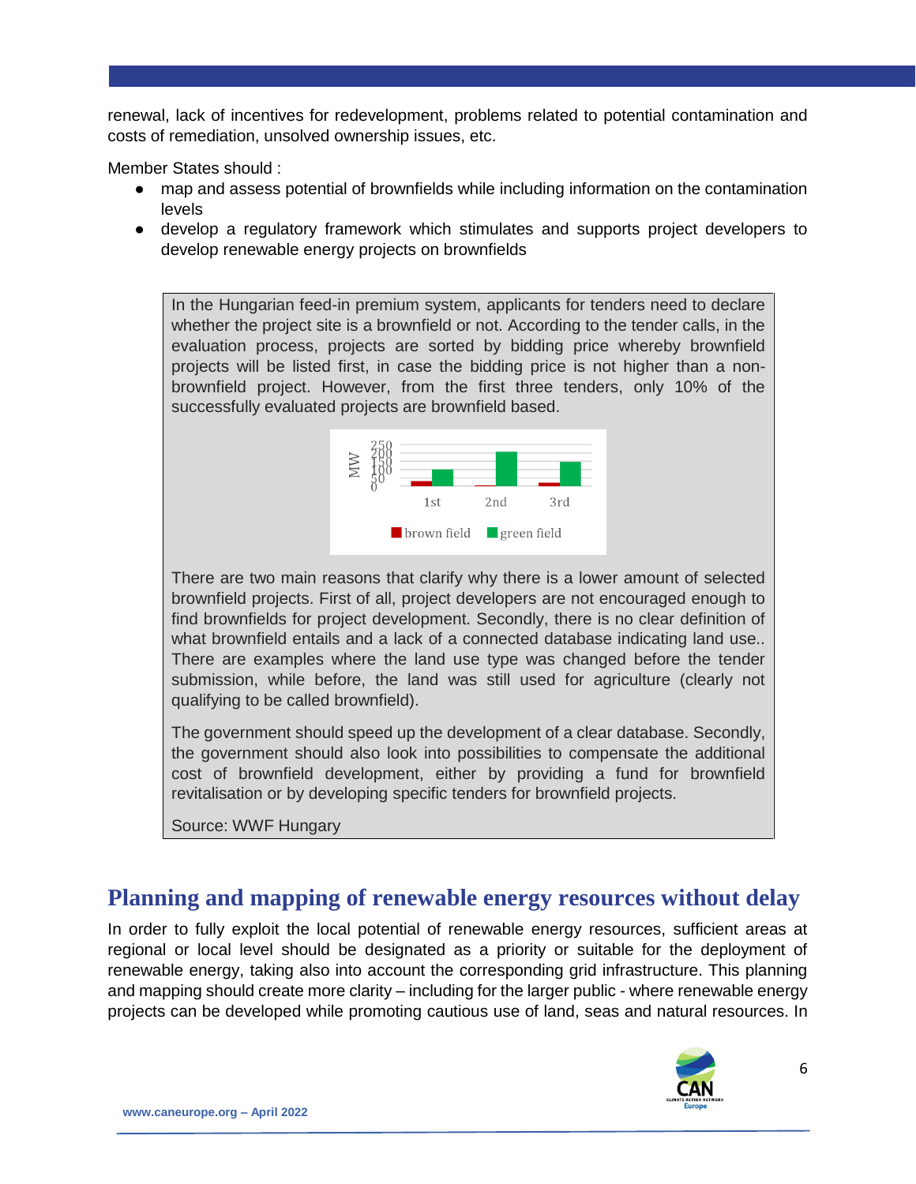renewal, lack of incentives for redevelopment, problems related to potential contamination and costs of remediation, unsolved ownership issues, etc.

Member States should :

- map and assess potential of brownfields while including information on the contamination levels
- develop a regulatory framework which stimulates and supports project developers to develop renewable energy projects on brownfields

> In the Hungarian feed-in premium system, applicants for tenders need to declare whether the project site is a brownfield or not. According to the tender calls, in the evaluation process, projects are sorted by bidding price whereby brownfield projects will be listed first, in case the bidding price is not higher than a non-brownfield project. However, from the first three tenders, only 10% of the successfully evaluated projects are brownfield based.
>
> There are two main reasons that clarify why there is a lower amount of selected brownfield projects. First of all, project developers are not encouraged enough to find brownfields for project development. Secondly, there is no clear definition of what brownfield entails and a lack of a connected database indicating land use.. There are examples where the land use type was changed before the tender submission, while before, the land was still used for agriculture (clearly not qualifying to be called brownfield).
>
> The government should speed up the development of a clear database. Secondly, the government should also look into possibilities to compensate the additional cost of brownfield development, either by providing a fund for brownfield revitalisation or by developing specific tenders for brownfield projects.
>
> Source: WWF Hungary

## Planning and mapping of renewable energy resources without delay

In order to fully exploit the local potential of renewable energy resources, sufficient areas at regional or local level should be designated as a priority or suitable for the deployment of renewable energy, taking also into account the corresponding grid infrastructure. This planning and mapping should create more clarity – including for the larger public - where renewable energy projects can be developed while promoting cautious use of land, seas and natural resources. In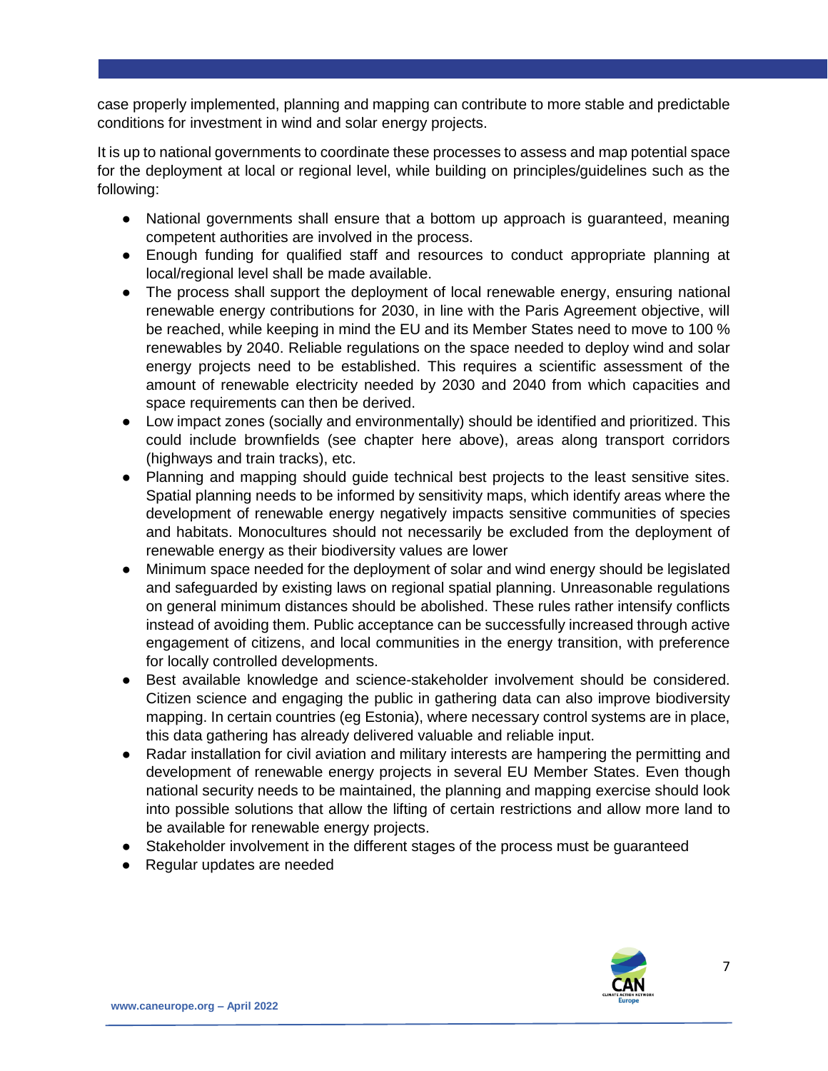case properly implemented, planning and mapping can contribute to more stable and predictable conditions for investment in wind and solar energy projects.

It is up to national governments to coordinate these processes to assess and map potential space for the deployment at local or regional level, while building on principles/guidelines such as the following:

- National governments shall ensure that a bottom up approach is guaranteed, meaning competent authorities are involved in the process.
- Enough funding for qualified staff and resources to conduct appropriate planning at local/regional level shall be made available.
- The process shall support the deployment of local renewable energy, ensuring national renewable energy contributions for 2030, in line with the Paris Agreement objective, will be reached, while keeping in mind the EU and its Member States need to move to 100 % renewables by 2040. Reliable regulations on the space needed to deploy wind and solar energy projects need to be established. This requires a scientific assessment of the amount of renewable electricity needed by 2030 and 2040 from which capacities and space requirements can then be derived.
- Low impact zones (socially and environmentally) should be identified and prioritized. This could include brownfields (see chapter here above), areas along transport corridors (highways and train tracks), etc.
- Planning and mapping should guide technical best projects to the least sensitive sites. Spatial planning needs to be informed by sensitivity maps, which identify areas where the development of renewable energy negatively impacts sensitive communities of species and habitats. Monocultures should not necessarily be excluded from the deployment of renewable energy as their biodiversity values are lower
- Minimum space needed for the deployment of solar and wind energy should be legislated and safeguarded by existing laws on regional spatial planning. Unreasonable regulations on general minimum distances should be abolished. These rules rather intensify conflicts instead of avoiding them. Public acceptance can be successfully increased through active engagement of citizens, and local communities in the energy transition, with preference for locally controlled developments.
- Best available knowledge and science-stakeholder involvement should be considered. Citizen science and engaging the public in gathering data can also improve biodiversity mapping. In certain countries (eg Estonia), where necessary control systems are in place, this data gathering has already delivered valuable and reliable input.
- Radar installation for civil aviation and military interests are hampering the permitting and development of renewable energy projects in several EU Member States. Even though national security needs to be maintained, the planning and mapping exercise should look into possible solutions that allow the lifting of certain restrictions and allow more land to be available for renewable energy projects.
- Stakeholder involvement in the different stages of the process must be guaranteed
- Regular updates are needed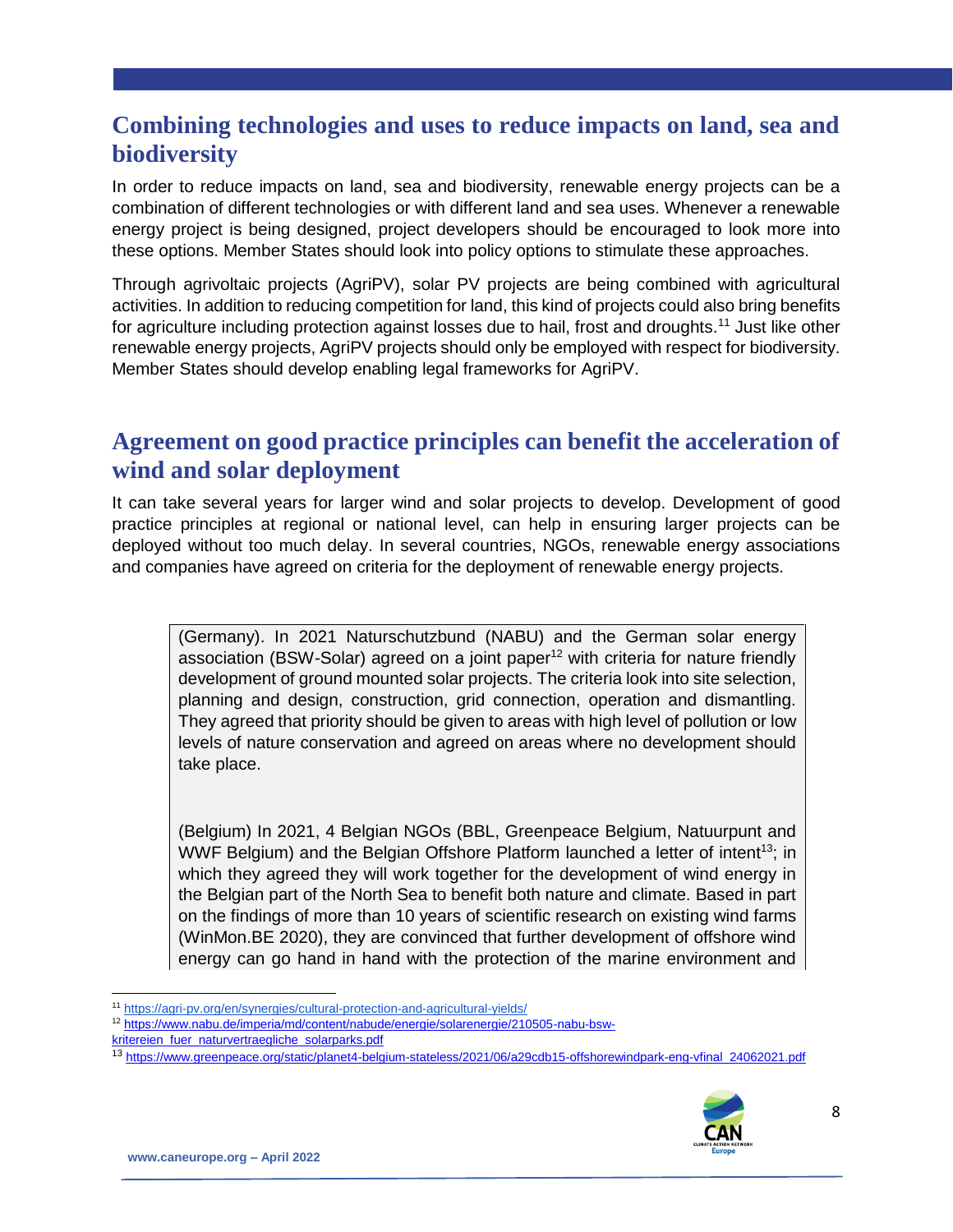## Combining technologies and uses to reduce impacts on land, sea and biodiversity

In order to reduce impacts on land, sea and biodiversity, renewable energy projects can be a combination of different technologies or with different land and sea uses. Whenever a renewable energy project is being designed, project developers should be encouraged to look more into these options. Member States should look into policy options to stimulate these approaches.

Through agrivoltaic projects (AgriPV), solar PV projects are being combined with agricultural activities. In addition to reducing competition for land, this kind of projects could also bring benefits for agriculture including protection against losses due to hail, frost and droughts.[11] Just like other renewable energy projects, AgriPV projects should only be employed with respect for biodiversity. Member States should develop enabling legal frameworks for AgriPV.

## Agreement on good practice principles can benefit the acceleration of wind and solar deployment

It can take several years for larger wind and solar projects to develop. Development of good practice principles at regional or national level, can help in ensuring larger projects can be deployed without too much delay. In several countries, NGOs, renewable energy associations and companies have agreed on criteria for the deployment of renewable energy projects.

> (Germany). In 2021 Naturschutzbund (NABU) and the German solar energy association (BSW-Solar) agreed on a joint paper[12] with criteria for nature friendly development of ground mounted solar projects. The criteria look into site selection, planning and design, construction, grid connection, operation and dismantling. They agreed that priority should be given to areas with high level of pollution or low levels of nature conservation and agreed on areas where no development should take place.
>
> (Belgium) In 2021, 4 Belgian NGOs (BBL, Greenpeace Belgium, Natuurpunt and WWF Belgium) and the Belgian Offshore Platform launched a letter of intent[13]; in which they agreed they will work together for the development of wind energy in the Belgian part of the North Sea to benefit both nature and climate. Based in part on the findings of more than 10 years of scientific research on existing wind farms (WinMon.BE 2020), they are convinced that further development of offshore wind energy can go hand in hand with the protection of the marine environment and

[11] https://agri-pv.org/en/synergies/cultural-protection-and-agricultural-yields/

[12] https://www.nabu.de/imperia/md/content/nabude/energie/solarenergie/210505-nabu-bsw-kritereien_fuer_naturvertraegliche_solarparks.pdf

[13] https://www.greenpeace.org/static/planet4-belgium-stateless/2021/06/a29cdb15-offshorewindpark-eng-vfinal_24062021.pdf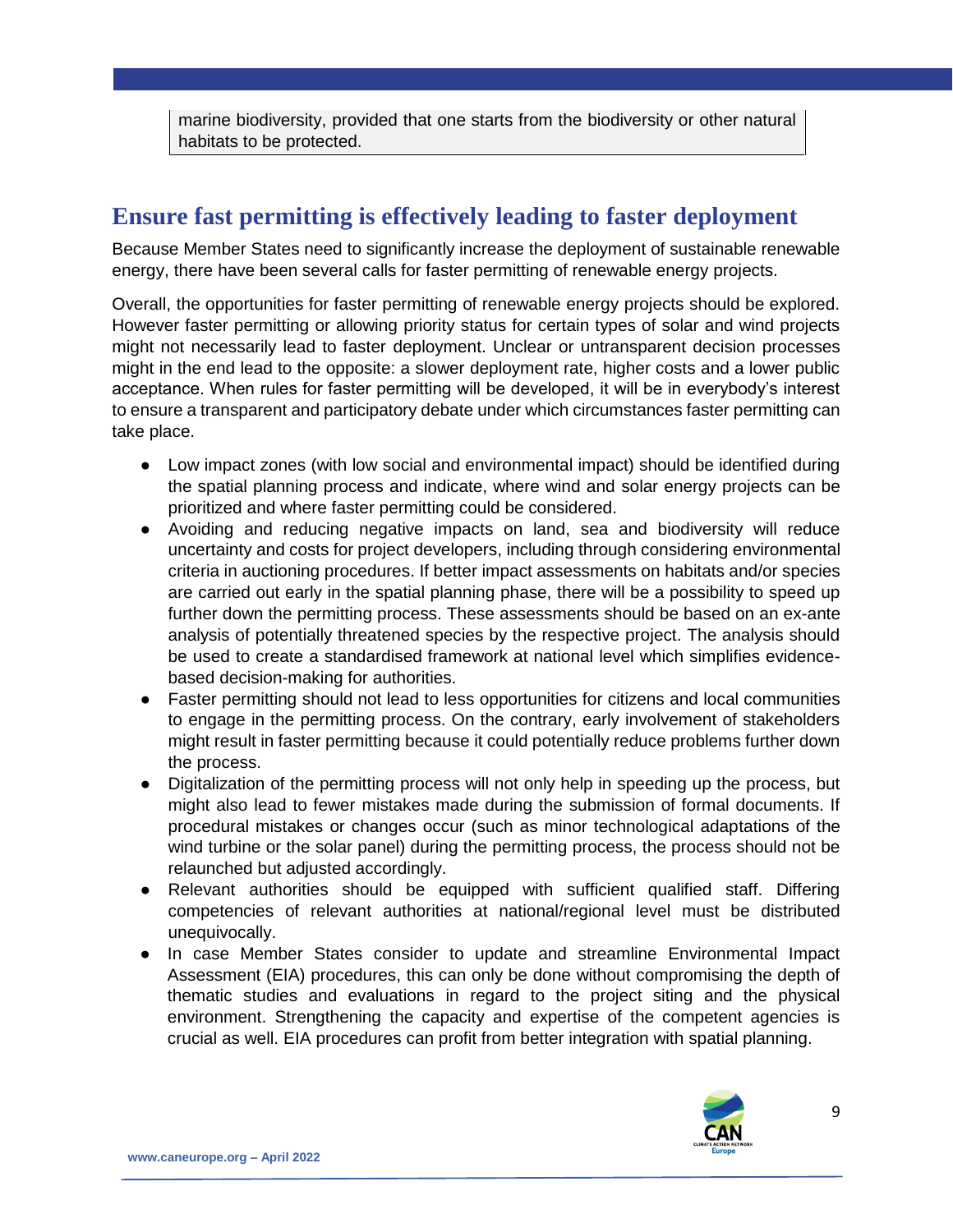marine biodiversity, provided that one starts from the biodiversity or other natural habitats to be protected.

## Ensure fast permitting is effectively leading to faster deployment

Because Member States need to significantly increase the deployment of sustainable renewable energy, there have been several calls for faster permitting of renewable energy projects.

Overall, the opportunities for faster permitting of renewable energy projects should be explored. However faster permitting or allowing priority status for certain types of solar and wind projects might not necessarily lead to faster deployment. Unclear or untransparent decision processes might in the end lead to the opposite: a slower deployment rate, higher costs and a lower public acceptance. When rules for faster permitting will be developed, it will be in everybody's interest to ensure a transparent and participatory debate under which circumstances faster permitting can take place.

- Low impact zones (with low social and environmental impact) should be identified during the spatial planning process and indicate, where wind and solar energy projects can be prioritized and where faster permitting could be considered.
- Avoiding and reducing negative impacts on land, sea and biodiversity will reduce uncertainty and costs for project developers, including through considering environmental criteria in auctioning procedures. If better impact assessments on habitats and/or species are carried out early in the spatial planning phase, there will be a possibility to speed up further down the permitting process. These assessments should be based on an ex-ante analysis of potentially threatened species by the respective project. The analysis should be used to create a standardised framework at national level which simplifies evidence-based decision-making for authorities.
- Faster permitting should not lead to less opportunities for citizens and local communities to engage in the permitting process. On the contrary, early involvement of stakeholders might result in faster permitting because it could potentially reduce problems further down the process.
- Digitalization of the permitting process will not only help in speeding up the process, but might also lead to fewer mistakes made during the submission of formal documents. If procedural mistakes or changes occur (such as minor technological adaptations of the wind turbine or the solar panel) during the permitting process, the process should not be relaunched but adjusted accordingly.
- Relevant authorities should be equipped with sufficient qualified staff. Differing competencies of relevant authorities at national/regional level must be distributed unequivocally.
- In case Member States consider to update and streamline Environmental Impact Assessment (EIA) procedures, this can only be done without compromising the depth of thematic studies and evaluations in regard to the project siting and the physical environment. Strengthening the capacity and expertise of the competent agencies is crucial as well. EIA procedures can profit from better integration with spatial planning.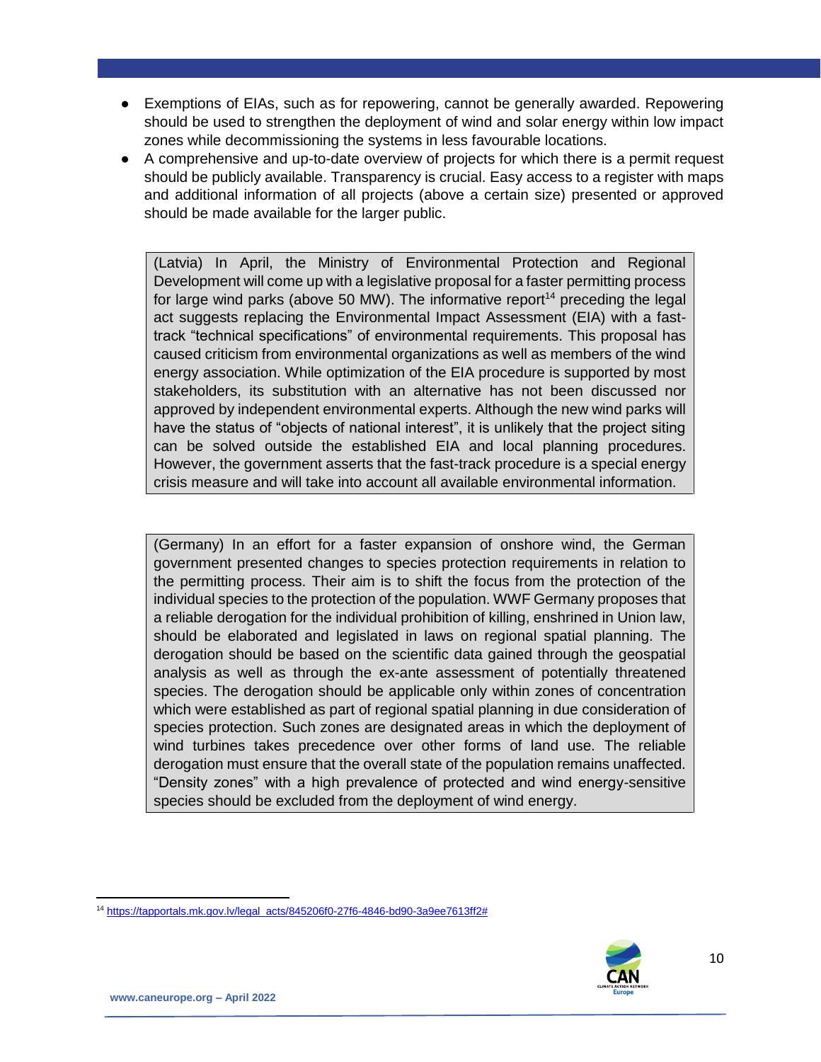- Exemptions of EIAs, such as for repowering, cannot be generally awarded. Repowering should be used to strengthen the deployment of wind and solar energy within low impact zones while decommissioning the systems in less favourable locations.
- A comprehensive and up-to-date overview of projects for which there is a permit request should be publicly available. Transparency is crucial. Easy access to a register with maps and additional information of all projects (above a certain size) presented or approved should be made available for the larger public.

> (Latvia) In April, the Ministry of Environmental Protection and Regional Development will come up with a legislative proposal for a faster permitting process for large wind parks (above 50 MW). The informative report[14] preceding the legal act suggests replacing the Environmental Impact Assessment (EIA) with a fast-track "technical specifications" of environmental requirements. This proposal has caused criticism from environmental organizations as well as members of the wind energy association. While optimization of the EIA procedure is supported by most stakeholders, its substitution with an alternative has not been discussed nor approved by independent environmental experts. Although the new wind parks will have the status of "objects of national interest", it is unlikely that the project siting can be solved outside the established EIA and local planning procedures. However, the government asserts that the fast-track procedure is a special energy crisis measure and will take into account all available environmental information.

> (Germany) In an effort for a faster expansion of onshore wind, the German government presented changes to species protection requirements in relation to the permitting process. Their aim is to shift the focus from the protection of the individual species to the protection of the population. WWF Germany proposes that a reliable derogation for the individual prohibition of killing, enshrined in Union law, should be elaborated and legislated in laws on regional spatial planning. The derogation should be based on the scientific data gained through the geospatial analysis as well as through the ex-ante assessment of potentially threatened species. The derogation should be applicable only within zones of concentration which were established as part of regional spatial planning in due consideration of species protection. Such zones are designated areas in which the deployment of wind turbines takes precedence over other forms of land use. The reliable derogation must ensure that the overall state of the population remains unaffected. "Density zones" with a high prevalence of protected and wind energy-sensitive species should be excluded from the deployment of wind energy.

[14] https://tapportals.mk.gov.lv/legal_acts/845206f0-27f6-4846-bd90-3a9ee7613ff2#